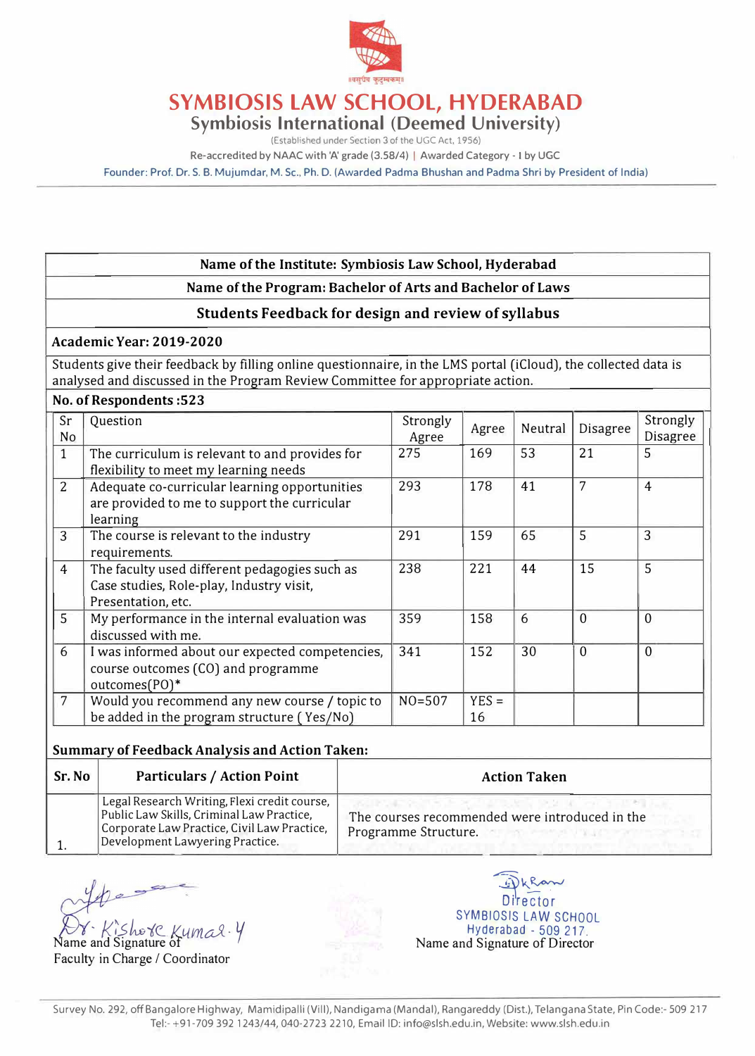# SYMBIOSIS LAW SCHOOL, HYDERABAD

## Symbiosis International (Deemed University)

(Established under Section 3 of the UGC Act, 1956)

Re-accredited by NAAC with 'A' grade (3.58/4) | Awarded Category - I by UGC

Founder: Prof. Dr. S. B. Mujumdar, M. Sc., Ph. D. (Awarded Padma Bhushan and Padma Shri by President of India)

---

**Name of the Institute: Symbiosis Law School, Hyderabad**

**Name of the Program: Bachelor of Arts and Bachelor of Laws**

**Students Feedback for design and review of syllabus**

**Academic Year: 2019-2020**

Students give their feedback by filling online questionnaire, in the LMS portal (iCloud), the collected data is analysed and discussed in the Program Review Committee for appropriate action.

**No. of Respondents :523**

| Sr No | Question | Strongly Agree | Agree | Neutral | Disagree | Strongly Disagree |
|---|---|---|---|---|---|---|
| 1 | The curriculum is relevant to and provides for flexibility to meet my learning needs | 275 | 169 | 53 | 21 | 5 |
| 2 | Adequate co-curricular learning opportunities are provided to me to support the curricular learning | 293 | 178 | 41 | 7 | 4 |
| 3 | The course is relevant to the industry requirements. | 291 | 159 | 65 | 5 | 3 |
| 4 | The faculty used different pedagogies such as Case studies, Role-play, Industry visit, Presentation, etc. | 238 | 221 | 44 | 15 | 5 |
| 5 | My performance in the internal evaluation was discussed with me. | 359 | 158 | 6 | 0 | 0 |
| 6 | I was informed about our expected competencies, course outcomes (CO) and programme outcomes(PO)* | 341 | 152 | 30 | 0 | 0 |
| 7 | Would you recommend any new course / topic to be added in the program structure ( Yes/No) | NO=507 | YES = 16 | | | |

**Summary of Feedback Analysis and Action Taken:**

| Sr. No | Particulars / Action Point | Action Taken |
|---|---|---|
| 1. | Legal Research Writing, Flexi credit course, Public Law Skills, Criminal Law Practice, Corporate Law Practice, Civil Law Practice, Development Lawyering Practice. | The courses recommended were introduced in the Programme Structure. |

Dr. Kishore Kumar. Y

Name and Signature of Faculty in Charge / Coordinator

Director
SYMBIOSIS LAW SCHOOL
Hyderabad - 509 217.

Name and Signature of Director

Survey No. 292, off Bangalore Highway, Mamidipalli (Vill), Nandigama (Mandal), Rangareddy (Dist.), Telangana State, Pin Code:- 509 217
Tel:- +91-709 392 1243/44, 040-2723 2210, Email ID: info@slsh.edu.in, Website: www.slsh.edu.in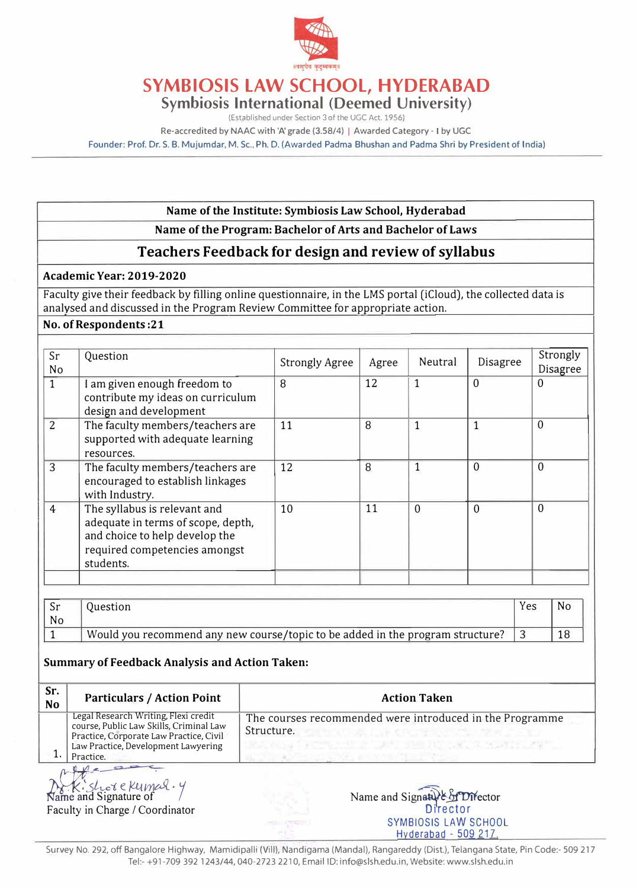# SYMBIOSIS LAW SCHOOL, HYDERABAD

## Symbiosis International (Deemed University)

(Established under Section 3 of the UGC Act. 1956)

Re-accredited by NAAC with 'A' grade (3.58/4) | Awarded Category - I by UGC

Founder: Prof. Dr. S. B. Mujumdar, M. Sc., Ph. D. (Awarded Padma Bhushan and Padma Shri by President of India)

**Name of the Institute: Symbiosis Law School, Hyderabad**

**Name of the Program: Bachelor of Arts and Bachelor of Laws**

## Teachers Feedback for design and review of syllabus

**Academic Year: 2019-2020**

Faculty give their feedback by filling online questionnaire, in the LMS portal (iCloud), the collected data is analysed and discussed in the Program Review Committee for appropriate action.

**No. of Respondents :21**

| Sr No | Question | Strongly Agree | Agree | Neutral | Disagree | Strongly Disagree |
|---|---|---|---|---|---|---|
| 1 | I am given enough freedom to contribute my ideas on curriculum design and development | 8 | 12 | 1 | 0 | 0 |
| 2 | The faculty members/teachers are supported with adequate learning resources. | 11 | 8 | 1 | 1 | 0 |
| 3 | The faculty members/teachers are encouraged to establish linkages with Industry. | 12 | 8 | 1 | 0 | 0 |
| 4 | The syllabus is relevant and adequate in terms of scope, depth, and choice to help develop the required competencies amongst students. | 10 | 11 | 0 | 0 | 0 |
| | | | | | | |

| Sr No | Question | Yes | No |
|---|---|---|---|
| 1 | Would you recommend any new course/topic to be added in the program structure? | 3 | 18 |

**Summary of Feedback Analysis and Action Taken:**

| Sr. No | Particulars / Action Point | Action Taken |
|---|---|---|
| 1. | Legal Research Writing, Flexi credit course, Public Law Skills, Criminal Law Practice, Corporate Law Practice, Civil Law Practice, Development Lawyering Practice. | The courses recommended were introduced in the Programme Structure. |

Dr. K. Shree Kumar. Y

Name and Signature of

Faculty in Charge / Coordinator

Name and Signature of Director

Director

SYMBIOSIS LAW SCHOOL

Hyderabad - 509 217

Survey No. 292, off Bangalore Highway, Mamidipalli (Vill), Nandigama (Mandal), Rangareddy (Dist.), Telangana State, Pin Code:- 509 217
Tel:- +91-709 392 1243/44, 040-2723 2210, Email ID: info@slsh.edu.in, Website: www.slsh.edu.in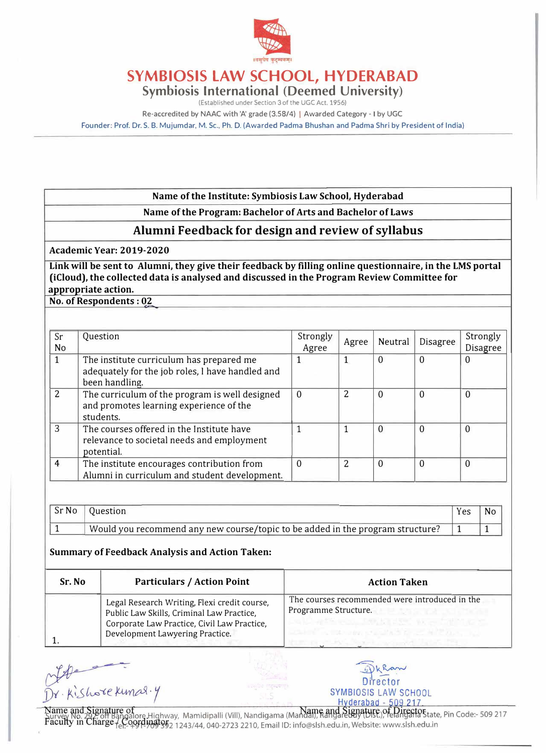# SYMBIOSIS LAW SCHOOL, HYDERABAD

## Symbiosis International (Deemed University)

(Established under Section 3 of the UGC Act, 1956)

Re-accredited by NAAC with 'A' grade (3.58/4) | Awarded Category - I by UGC

Founder: Prof. Dr. S. B. Mujumdar, M. Sc., Ph. D. (Awarded Padma Bhushan and Padma Shri by President of India)

**Name of the Institute: Symbiosis Law School, Hyderabad**

**Name of the Program: Bachelor of Arts and Bachelor of Laws**

## Alumni Feedback for design and review of syllabus

**Academic Year: 2019-2020**

**Link will be sent to Alumni, they give their feedback by filling online questionnaire, in the LMS portal (iCloud), the collected data is analysed and discussed in the Program Review Committee for appropriate action.**

**No. of Respondents : 02**

| Sr No | Question | Strongly Agree | Agree | Neutral | Disagree | Strongly Disagree |
|---|---|---|---|---|---|---|
| 1 | The institute curriculum has prepared me adequately for the job roles, I have handled and been handling. | 1 | 1 | 0 | 0 | 0 |
| 2 | The curriculum of the program is well designed and promotes learning experience of the students. | 0 | 2 | 0 | 0 | 0 |
| 3 | The courses offered in the Institute have relevance to societal needs and employment potential. | 1 | 1 | 0 | 0 | 0 |
| 4 | The institute encourages contribution from Alumni in curriculum and student development. | 0 | 2 | 0 | 0 | 0 |

| Sr No | Question | Yes | No |
|---|---|---|---|
| 1 | Would you recommend any new course/topic to be added in the program structure? | 1 | 1 |

**Summary of Feedback Analysis and Action Taken:**

| Sr. No | Particulars / Action Point | Action Taken |
|---|---|---|
| 1. | Legal Research Writing, Flexi credit course, Public Law Skills, Criminal Law Practice, Corporate Law Practice, Civil Law Practice, Development Lawyering Practice. | The courses recommended were introduced in the Programme Structure. |

Dr. Kishore Kumar. Y

Name and Signature of Faculty in Charge / Coordinator

Director
SYMBIOSIS LAW SCHOOL
Hyderabad - 509 217.

Name and Signature of Director

Survey No. 292, off Bangalore Highway, Mamidipalli (Vill), Nandigama (Mandal), Rangareddy (Dist.), Telangana State, Pin Code:- 509 217
Tel: +91-709 392 1243/44, 040-2723 2210, Email ID: info@slsh.edu.in, Website: www.slsh.edu.in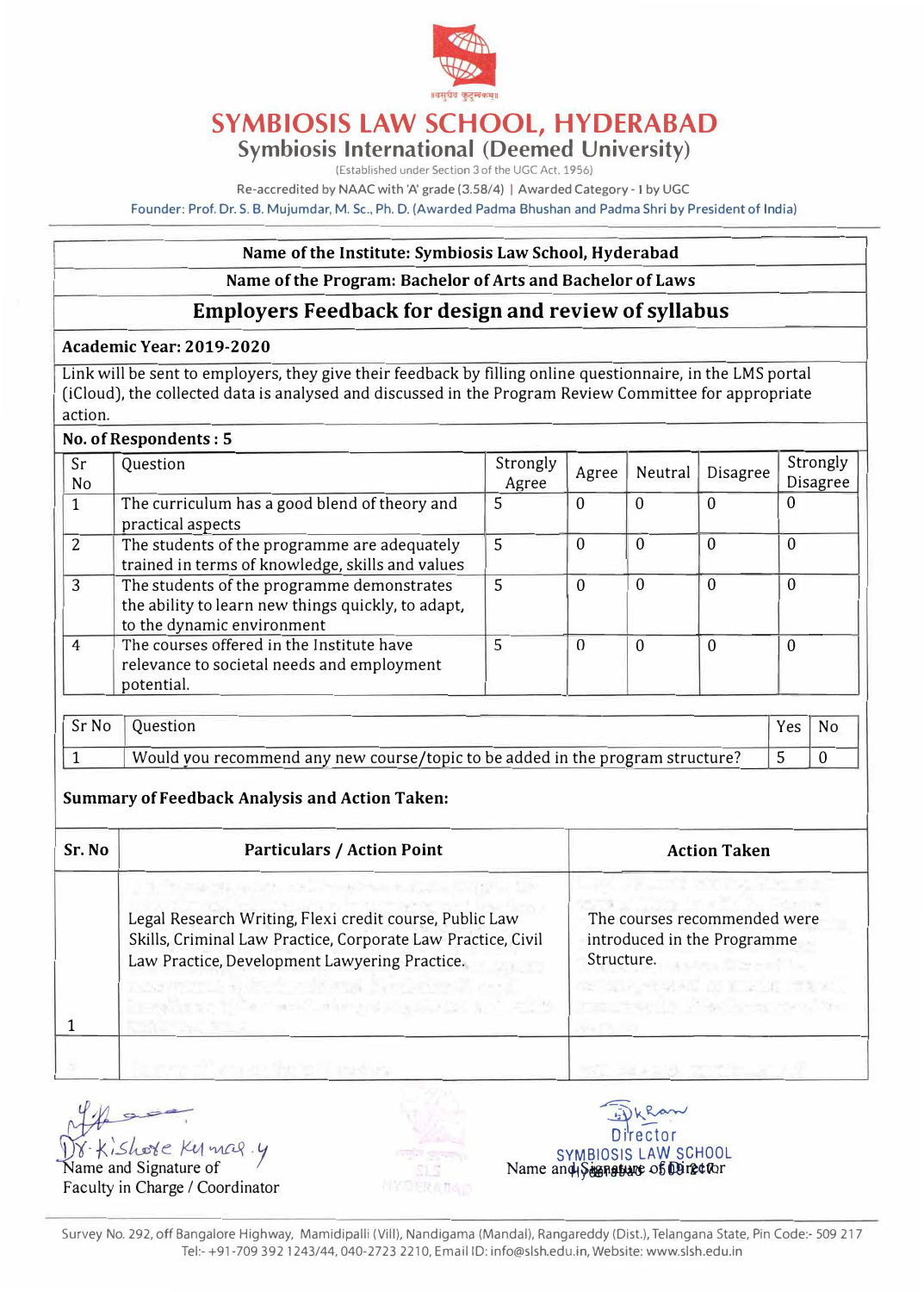# SYMBIOSIS LAW SCHOOL, HYDERABAD

## Symbiosis International (Deemed University)

(Established under Section 3 of the UGC Act, 1956)

Re-accredited by NAAC with 'A' grade (3.58/4) | Awarded Category - I by UGC

Founder: Prof. Dr. S. B. Mujumdar, M. Sc., Ph. D. (Awarded Padma Bhushan and Padma Shri by President of India)

**Name of the Institute: Symbiosis Law School, Hyderabad**

**Name of the Program: Bachelor of Arts and Bachelor of Laws**

## Employers Feedback for design and review of syllabus

**Academic Year: 2019-2020**

Link will be sent to employers, they give their feedback by filling online questionnaire, in the LMS portal (iCloud), the collected data is analysed and discussed in the Program Review Committee for appropriate action.

**No. of Respondents : 5**

| Sr No | Question | Strongly Agree | Agree | Neutral | Disagree | Strongly Disagree |
|---|---|---|---|---|---|---|
| 1 | The curriculum has a good blend of theory and practical aspects | 5 | 0 | 0 | 0 | 0 |
| 2 | The students of the programme are adequately trained in terms of knowledge, skills and values | 5 | 0 | 0 | 0 | 0 |
| 3 | The students of the programme demonstrates the ability to learn new things quickly, to adapt, to the dynamic environment | 5 | 0 | 0 | 0 | 0 |
| 4 | The courses offered in the Institute have relevance to societal needs and employment potential. | 5 | 0 | 0 | 0 | 0 |

| Sr No | Question | Yes | No |
|---|---|---|---|
| 1 | Would you recommend any new course/topic to be added in the program structure? | 5 | 0 |

**Summary of Feedback Analysis and Action Taken:**

| Sr. No | Particulars / Action Point | Action Taken |
|---|---|---|
| 1 | Legal Research Writing, Flexi credit course, Public Law Skills, Criminal Law Practice, Corporate Law Practice, Civil Law Practice, Development Lawyering Practice. | The courses recommended were introduced in the Programme Structure. |
| | | |

Dr. Kishore Kumar. Y

Name and Signature of Faculty in Charge / Coordinator

Director
SYMBIOSIS LAW SCHOOL
Hyderabad

Name and Signature of Director

Survey No. 292, off Bangalore Highway, Mamidipalli (Vill), Nandigama (Mandal), Rangareddy (Dist.), Telangana State, Pin Code:- 509 217
Tel:- +91-709 392 1243/44, 040-2723 2210, Email ID: info@slsh.edu.in, Website: www.slsh.edu.in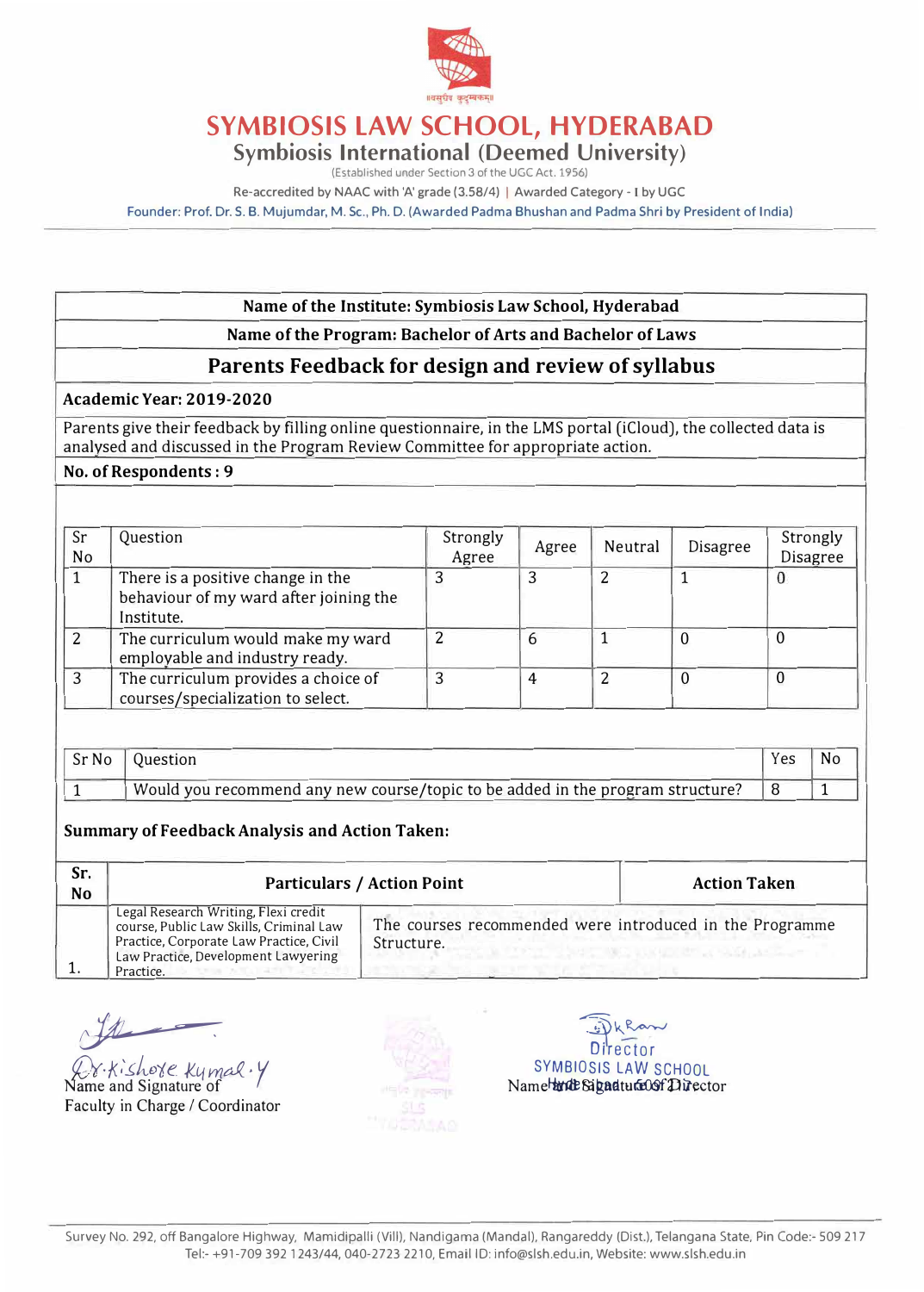# SYMBIOSIS LAW SCHOOL, HYDERABAD

## Symbiosis International (Deemed University)

(Established under Section 3 of the UGC Act, 1956)

Re-accredited by NAAC with 'A' grade (3.58/4) | Awarded Category - I by UGC

Founder: Prof. Dr. S. B. Mujumdar, M. Sc., Ph. D. (Awarded Padma Bhushan and Padma Shri by President of India)

**Name of the Institute: Symbiosis Law School, Hyderabad**

**Name of the Program: Bachelor of Arts and Bachelor of Laws**

## Parents Feedback for design and review of syllabus

**Academic Year: 2019-2020**

Parents give their feedback by filling online questionnaire, in the LMS portal (iCloud), the collected data is analysed and discussed in the Program Review Committee for appropriate action.

**No. of Respondents : 9**

| Sr No | Question | Strongly Agree | Agree | Neutral | Disagree | Strongly Disagree |
|---|---|---|---|---|---|---|
| 1 | There is a positive change in the behaviour of my ward after joining the Institute. | 3 | 3 | 2 | 1 | 0 |
| 2 | The curriculum would make my ward employable and industry ready. | 2 | 6 | 1 | 0 | 0 |
| 3 | The curriculum provides a choice of courses/specialization to select. | 3 | 4 | 2 | 0 | 0 |

| Sr No | Question | Yes | No |
|---|---|---|---|
| 1 | Would you recommend any new course/topic to be added in the program structure? | 8 | 1 |

**Summary of Feedback Analysis and Action Taken:**

| Sr. No | Particulars / Action Point | Action Taken |
|---|---|---|
| 1. | Legal Research Writing, Flexi credit course, Public Law Skills, Criminal Law Practice, Corporate Law Practice, Civil Law Practice, Development Lawyering Practice. | The courses recommended were introduced in the Programme Structure. |

Dr. Kishore Kumar. Y
Name and Signature of
Faculty in Charge / Coordinator

Director
SYMBIOSIS LAW SCHOOL
Hyderabad
Name and Signature of Director

Survey No. 292, off Bangalore Highway, Mamidipalli (Vill), Nandigama (Mandal), Rangareddy (Dist.), Telangana State, Pin Code:- 509 217
Tel:- +91-709 392 1243/44, 040-2723 2210, Email ID: info@slsh.edu.in, Website: www.slsh.edu.in